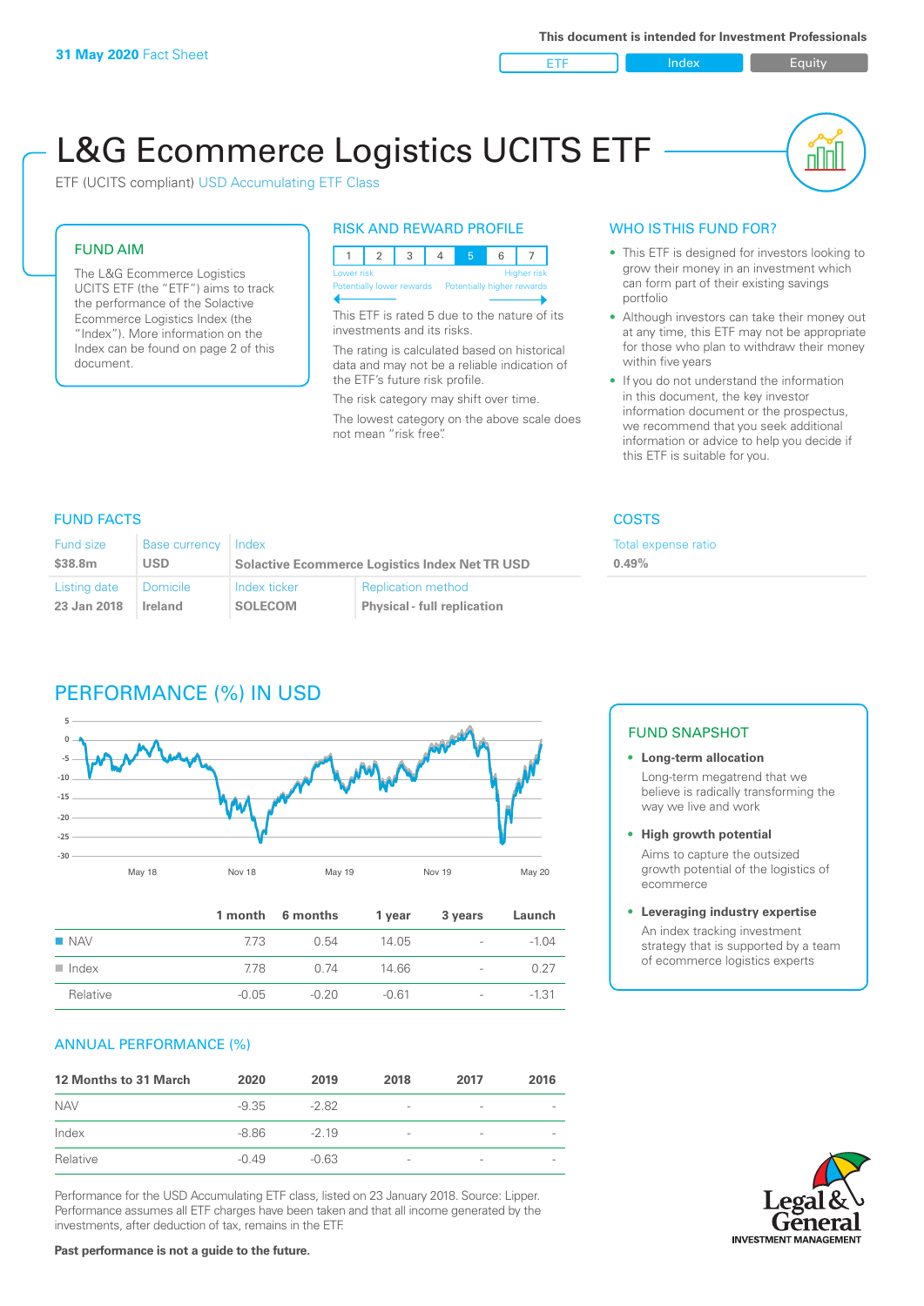**31 May 2020** Fact Sheet

This document is intended for Investment Professionals

ETF | Index | Equity

# L&G Ecommerce Logistics UCITS ETF

ETF (UCITS compliant) USD Accumulating ETF Class

## FUND AIM

The L&G Ecommerce Logistics UCITS ETF (the "ETF") aims to track the performance of the Solactive Ecommerce Logistics Index (the "Index"). More information on the Index can be found on page 2 of this document.

## RISK AND REWARD PROFILE

| 1 | 2 | 3 | 4 | 5 | 6 | 7 |
|---|---|---|---|---|---|---|

Lower risk — Higher risk

Potentially lower rewards — Potentially higher rewards

This ETF is rated 5 due to the nature of its investments and its risks.

The rating is calculated based on historical data and may not be a reliable indication of the ETF's future risk profile.

The risk category may shift over time.

The lowest category on the above scale does not mean "risk free".

## WHO IS THIS FUND FOR?

- This ETF is designed for investors looking to grow their money in an investment which can form part of their existing savings portfolio
- Although investors can take their money out at any time, this ETF may not be appropriate for those who plan to withdraw their money within five years
- If you do not understand the information in this document, the key investor information document or the prospectus, we recommend that you seek additional information or advice to help you decide if this ETF is suitable for you.

## FUND FACTS

| Fund size | Base currency | Index | |
|---|---|---|---|
| $38.8m | USD | Solactive Ecommerce Logistics Index Net TR USD | |
| **Listing date** | **Domicile** | **Index ticker** | **Replication method** |
| 23 Jan 2018 | Ireland | SOLECOM | Physical - full replication |

## COSTS

Total expense ratio

0.49%

## PERFORMANCE (%) IN USD

| | 1 month | 6 months | 1 year | 3 years | Launch |
|---|---|---|---|---|---|
| NAV | 7.73 | 0.54 | 14.05 | - | -1.04 |
| Index | 7.78 | 0.74 | 14.66 | - | 0.27 |
| Relative | -0.05 | -0.20 | -0.61 | - | -1.31 |

## ANNUAL PERFORMANCE (%)

| 12 Months to 31 March | 2020 | 2019 | 2018 | 2017 | 2016 |
|---|---|---|---|---|---|
| NAV | -9.35 | -2.82 | - | - | - |
| Index | -8.86 | -2.19 | - | - | - |
| Relative | -0.49 | -0.63 | - | - | - |

Performance for the USD Accumulating ETF class, listed on 23 January 2018. Source: Lipper. Performance assumes all ETF charges have been taken and that all income generated by the investments, after deduction of tax, remains in the ETF.

**Past performance is not a guide to the future.**

## FUND SNAPSHOT

- **Long-term allocation**
  Long-term megatrend that we believe is radically transforming the way we live and work
- **High growth potential**
  Aims to capture the outsized growth potential of the logistics of ecommerce
- **Leveraging industry expertise**
  An index tracking investment strategy that is supported by a team of ecommerce logistics experts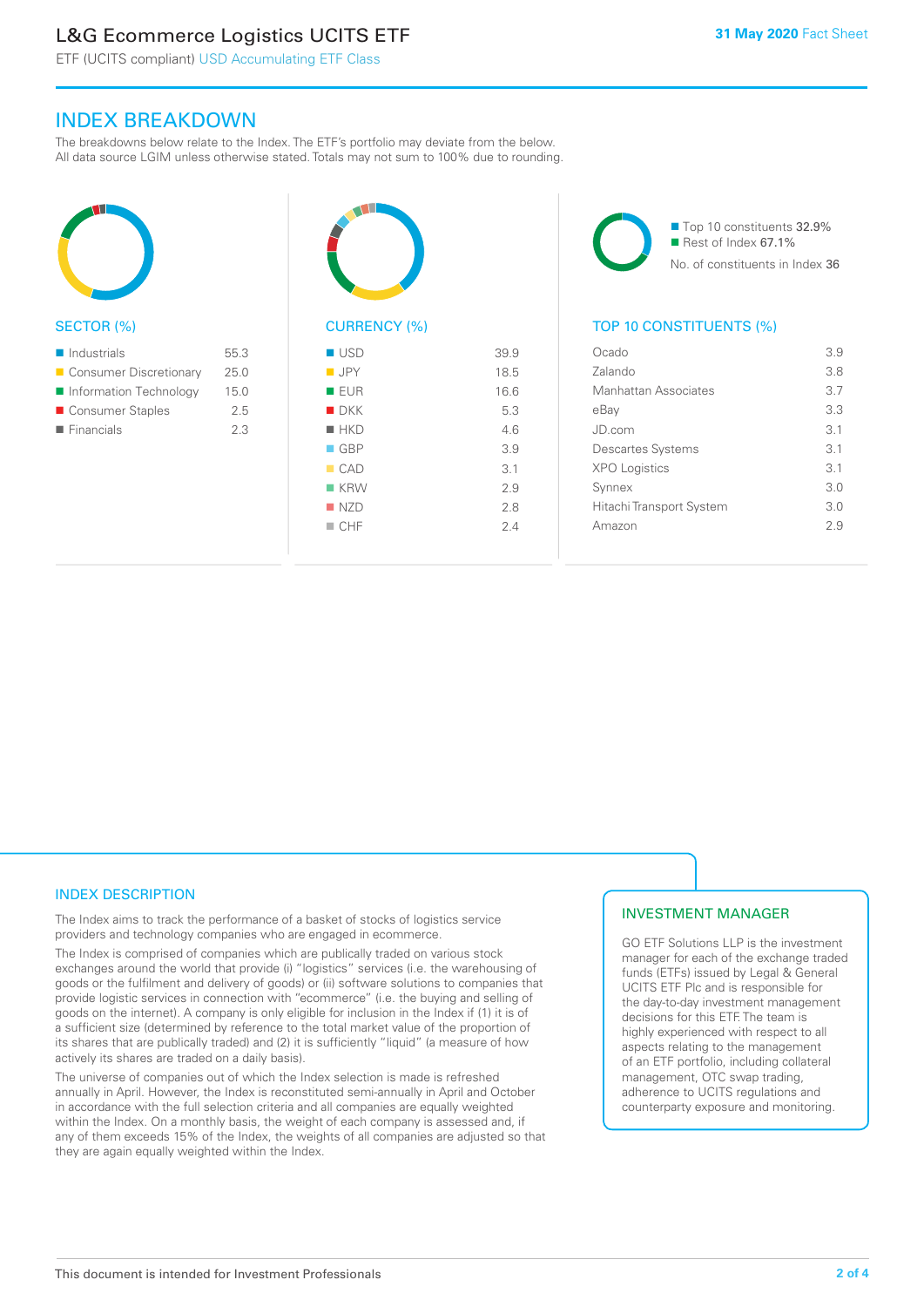# INDEX BREAKDOWN

The breakdowns below relate to the Index. The ETF's portfolio may deviate from the below. All data source LGIM unless otherwise stated. Totals may not sum to 100% due to rounding.

## SECTOR (%)

| Sector | % |
|---|---|
| Industrials | 55.3 |
| Consumer Discretionary | 25.0 |
| Information Technology | 15.0 |
| Consumer Staples | 2.5 |
| Financials | 2.3 |

## CURRENCY (%)

| Currency | % |
|---|---|
| USD | 39.9 |
| JPY | 18.5 |
| EUR | 16.6 |
| DKK | 5.3 |
| HKD | 4.6 |
| GBP | 3.9 |
| CAD | 3.1 |
| KRW | 2.9 |
| NZD | 2.8 |
| CHF | 2.4 |

- Top 10 constituents 32.9%
- Rest of Index 67.1%

No. of constituents in Index 36

## TOP 10 CONSTITUENTS (%)

| Constituent | % |
|---|---|
| Ocado | 3.9 |
| Zalando | 3.8 |
| Manhattan Associates | 3.7 |
| eBay | 3.3 |
| JD.com | 3.1 |
| Descartes Systems | 3.1 |
| XPO Logistics | 3.1 |
| Synnex | 3.0 |
| Hitachi Transport System | 3.0 |
| Amazon | 2.9 |

## INDEX DESCRIPTION

The Index aims to track the performance of a basket of stocks of logistics service providers and technology companies who are engaged in ecommerce.

The Index is comprised of companies which are publically traded on various stock exchanges around the world that provide (i) "logistics" services (i.e. the warehousing of goods or the fulfilment and delivery of goods) or (ii) software solutions to companies that provide logistic services in connection with "ecommerce" (i.e. the buying and selling of goods on the internet). A company is only eligible for inclusion in the Index if (1) it is of a sufficient size (determined by reference to the total market value of the proportion of its shares that are publically traded) and (2) it is sufficiently "liquid" (a measure of how actively its shares are traded on a daily basis).

The universe of companies out of which the Index selection is made is refreshed annually in April. However, the Index is reconstituted semi-annually in April and October in accordance with the full selection criteria and all companies are equally weighted within the Index. On a monthly basis, the weight of each company is assessed and, if any of them exceeds 15% of the Index, the weights of all companies are adjusted so that they are again equally weighted within the Index.

## INVESTMENT MANAGER

GO ETF Solutions LLP is the investment manager for each of the exchange traded funds (ETFs) issued by Legal & General UCITS ETF Plc and is responsible for the day-to-day investment management decisions for this ETF. The team is highly experienced with respect to all aspects relating to the management of an ETF portfolio, including collateral management, OTC swap trading, adherence to UCITS regulations and counterparty exposure and monitoring.

This document is intended for Investment Professionals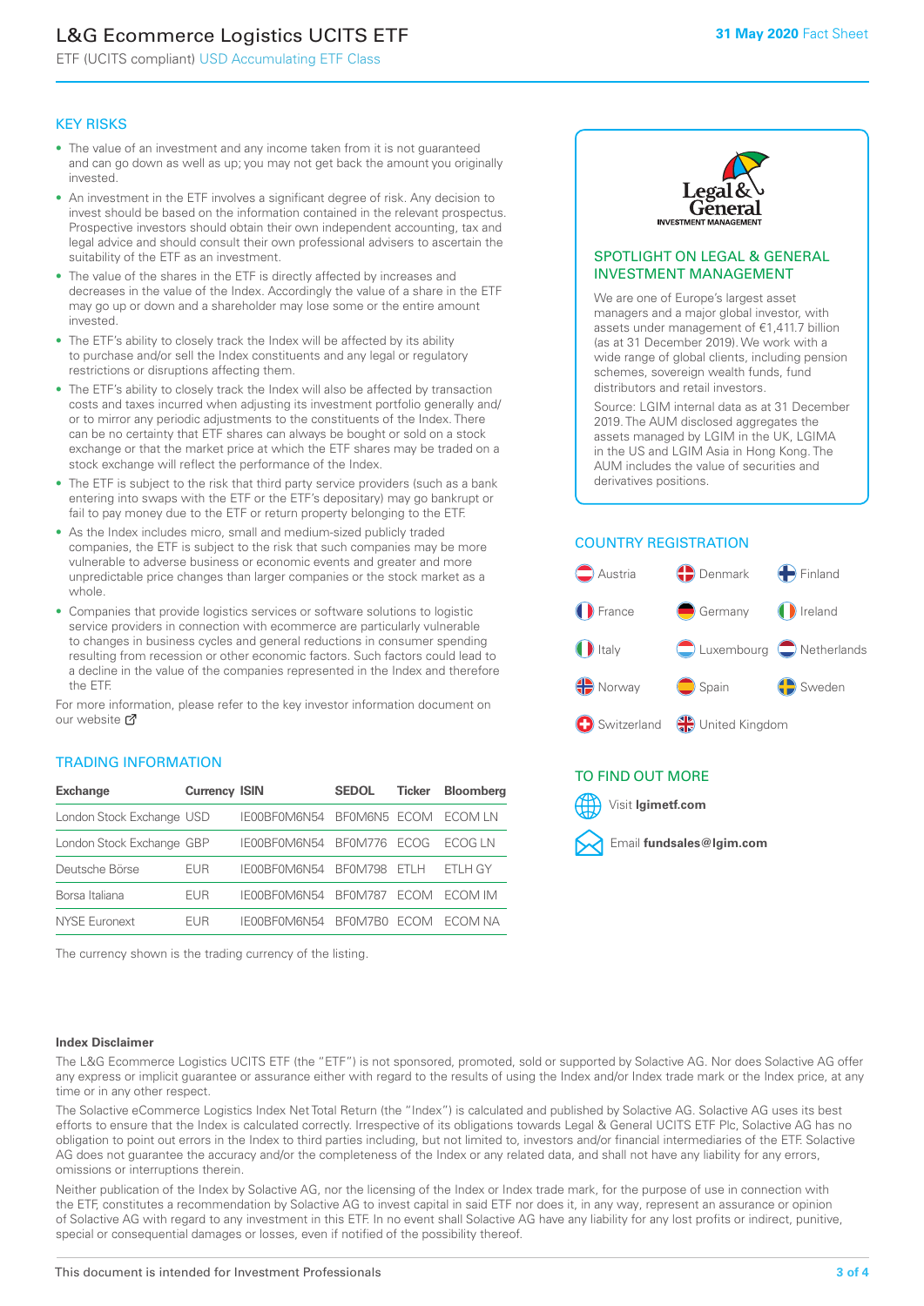# L&G Ecommerce Logistics UCITS ETF

ETF (UCITS compliant) USD Accumulating ETF Class

**31 May 2020** Fact Sheet

## KEY RISKS

- The value of an investment and any income taken from it is not guaranteed and can go down as well as up; you may not get back the amount you originally invested.
- An investment in the ETF involves a significant degree of risk. Any decision to invest should be based on the information contained in the relevant prospectus. Prospective investors should obtain their own independent accounting, tax and legal advice and should consult their own professional advisers to ascertain the suitability of the ETF as an investment.
- The value of the shares in the ETF is directly affected by increases and decreases in the value of the Index. Accordingly the value of a share in the ETF may go up or down and a shareholder may lose some or the entire amount invested.
- The ETF's ability to closely track the Index will be affected by its ability to purchase and/or sell the Index constituents and any legal or regulatory restrictions or disruptions affecting them.
- The ETF's ability to closely track the Index will also be affected by transaction costs and taxes incurred when adjusting its investment portfolio generally and/or to mirror any periodic adjustments to the constituents of the Index. There can be no certainty that ETF shares can always be bought or sold on a stock exchange or that the market price at which the ETF shares may be traded on a stock exchange will reflect the performance of the Index.
- The ETF is subject to the risk that third party service providers (such as a bank entering into swaps with the ETF or the ETF's depositary) may go bankrupt or fail to pay money due to the ETF or return property belonging to the ETF.
- As the Index includes micro, small and medium-sized publicly traded companies, the ETF is subject to the risk that such companies may be more vulnerable to adverse business or economic events and greater and more unpredictable price changes than larger companies or the stock market as a whole.
- Companies that provide logistics services or software solutions to logistic service providers in connection with ecommerce are particularly vulnerable to changes in business cycles and general reductions in consumer spending resulting from recession or other economic factors. Such factors could lead to a decline in the value of the companies represented in the Index and therefore the ETF.

For more information, please refer to the key investor information document on our website

## TRADING INFORMATION

| Exchange | Currency | ISIN | SEDOL | Ticker | Bloomberg |
|---|---|---|---|---|---|
| London Stock Exchange | USD | IE00BF0M6N54 | BF0M6N5 | ECOM | ECOM LN |
| London Stock Exchange | GBP | IE00BF0M6N54 | BF0M776 | ECOG | ECOG LN |
| Deutsche Börse | EUR | IE00BF0M6N54 | BF0M798 | ETLH | ETLH GY |
| Borsa Italiana | EUR | IE00BF0M6N54 | BF0M787 | ECOM | ECOM IM |
| NYSE Euronext | EUR | IE00BF0M6N54 | BF0M7B0 | ECOM | ECOM NA |

The currency shown is the trading currency of the listing.

## SPOTLIGHT ON LEGAL & GENERAL INVESTMENT MANAGEMENT

We are one of Europe's largest asset managers and a major global investor, with assets under management of €1,411.7 billion (as at 31 December 2019). We work with a wide range of global clients, including pension schemes, sovereign wealth funds, fund distributors and retail investors.

Source: LGIM internal data as at 31 December 2019. The AUM disclosed aggregates the assets managed by LGIM in the UK, LGIMA in the US and LGIM Asia in Hong Kong. The AUM includes the value of securities and derivatives positions.

## COUNTRY REGISTRATION

Austria, Denmark, Finland, France, Germany, Ireland, Italy, Luxembourg, Netherlands, Norway, Spain, Sweden, Switzerland, United Kingdom

## TO FIND OUT MORE

Visit **lgimetf.com**

Email **fundsales@lgim.com**

**Index Disclaimer**

The L&G Ecommerce Logistics UCITS ETF (the "ETF") is not sponsored, promoted, sold or supported by Solactive AG. Nor does Solactive AG offer any express or implicit guarantee or assurance either with regard to the results of using the Index and/or Index trade mark or the Index price, at any time or in any other respect.

The Solactive eCommerce Logistics Index Net Total Return (the "Index") is calculated and published by Solactive AG. Solactive AG uses its best efforts to ensure that the Index is calculated correctly. Irrespective of its obligations towards Legal & General UCITS ETF Plc, Solactive AG has no obligation to point out errors in the Index to third parties including, but not limited to, investors and/or financial intermediaries of the ETF. Solactive AG does not guarantee the accuracy and/or the completeness of the Index or any related data, and shall not have any liability for any errors, omissions or interruptions therein.

Neither publication of the Index by Solactive AG, nor the licensing of the Index or Index trade mark, for the purpose of use in connection with the ETF, constitutes a recommendation by Solactive AG to invest capital in said ETF nor does it, in any way, represent an assurance or opinion of Solactive AG with regard to any investment in this ETF. In no event shall Solactive AG have any liability for any lost profits or indirect, punitive, special or consequential damages or losses, even if notified of the possibility thereof.

This document is intended for Investment Professionals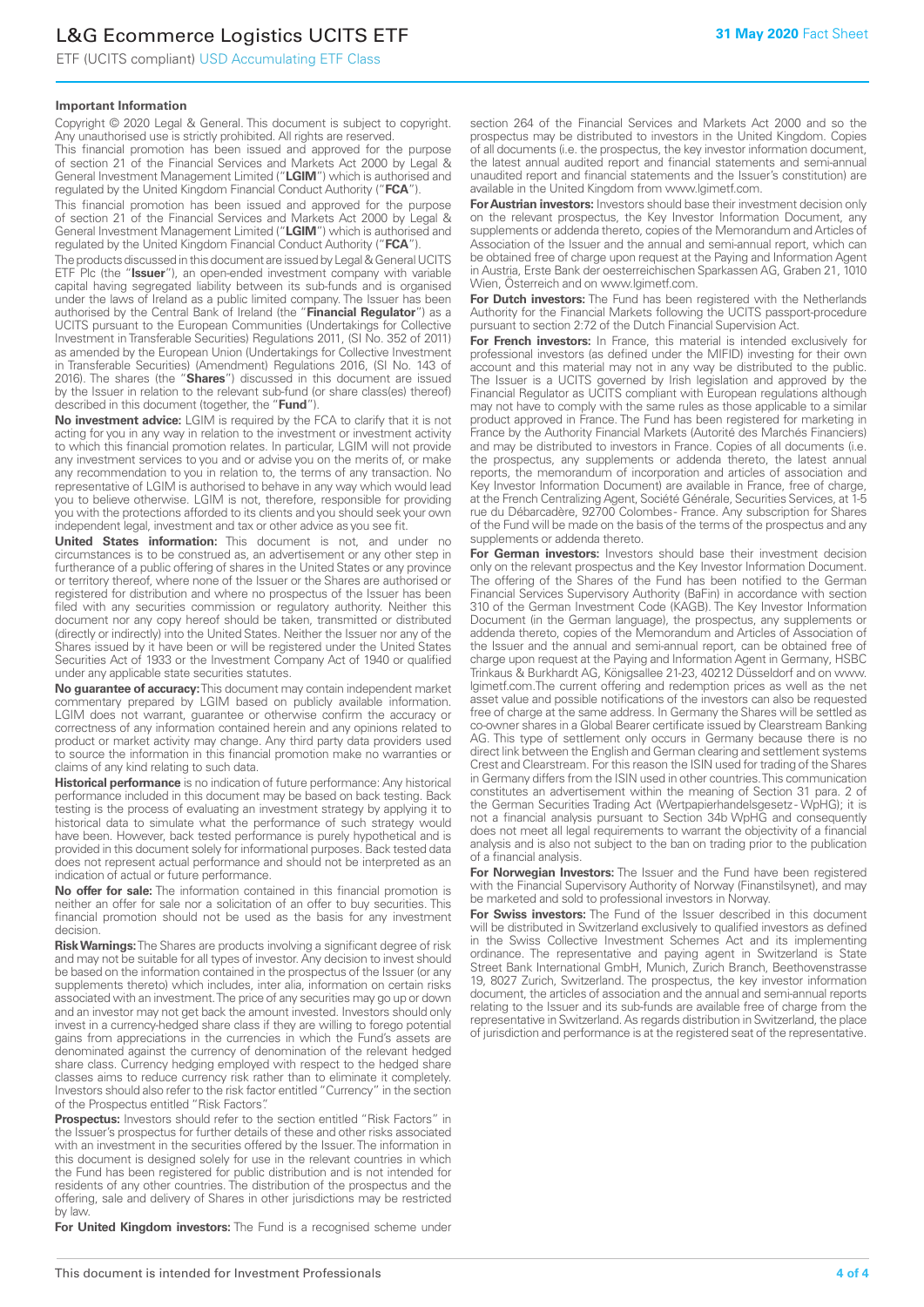### Important Information

Copyright © 2020 Legal & General. This document is subject to copyright. Any unauthorised use is strictly prohibited. All rights are reserved.

This financial promotion has been issued and approved for the purpose of section 21 of the Financial Services and Markets Act 2000 by Legal & General Investment Management Limited ("**LGIM**") which is authorised and regulated by the United Kingdom Financial Conduct Authority ("**FCA**").

This financial promotion has been issued and approved for the purpose of section 21 of the Financial Services and Markets Act 2000 by Legal & General Investment Management Limited ("**LGIM**") which is authorised and regulated by the United Kingdom Financial Conduct Authority ("**FCA**").

The products discussed in this document are issued by Legal & General UCITS ETF Plc (the "**Issuer**"), an open-ended investment company with variable capital having segregated liability between its sub-funds and is organised under the laws of Ireland as a public limited company. The Issuer has been authorised by the Central Bank of Ireland (the "**Financial Regulator**") as a UCITS pursuant to the European Communities (Undertakings for Collective Investment in Transferable Securities) Regulations 2011, (SI No. 352 of 2011) as amended by the European Union (Undertakings for Collective Investment in Transferable Securities) (Amendment) Regulations 2016, (SI No. 143 of 2016). The shares (the "**Shares**") discussed in this document are issued by the Issuer in relation to the relevant sub-fund (or share class(es) thereof) described in this document (together, the "**Fund**").

**No investment advice:** LGIM is required by the FCA to clarify that it is not acting for you in any way in relation to the investment or investment activity to which this financial promotion relates. In particular, LGIM will not provide any investment services to you and or advise you on the merits of, or make any recommendation to you in relation to, the terms of any transaction. No representative of LGIM is authorised to behave in any way which would lead you to believe otherwise. LGIM is not, therefore, responsible for providing you with the protections afforded to its clients and you should seek your own independent legal, investment and tax or other advice as you see fit.

**United States information:** This document is not, and under no circumstances is to be construed as, an advertisement or any other step in furtherance of a public offering of shares in the United States or any province or territory thereof, where none of the Issuer or the Shares are authorised or registered for distribution and where no prospectus of the Issuer has been filed with any securities commission or regulatory authority. Neither this document nor any copy hereof should be taken, transmitted or distributed (directly or indirectly) into the United States. Neither the Issuer nor any of the Shares issued by it have been or will be registered under the United States Securities Act of 1933 or the Investment Company Act of 1940 or qualified under any applicable state securities statutes.

**No guarantee of accuracy:** This document may contain independent market commentary prepared by LGIM based on publicly available information. LGIM does not warrant, guarantee or otherwise confirm the accuracy or correctness of any information contained herein and any opinions related to product or market activity may change. Any third party data providers used to source the information in this financial promotion make no warranties or claims of any kind relating to such data.

**Historical performance** is no indication of future performance: Any historical performance included in this document may be based on back testing. Back testing is the process of evaluating an investment strategy by applying it to historical data to simulate what the performance of such strategy would have been. However, back tested performance is purely hypothetical and is provided in this document solely for informational purposes. Back tested data does not represent actual performance and should not be interpreted as an indication of actual or future performance.

**No offer for sale:** The information contained in this financial promotion is neither an offer for sale nor a solicitation of an offer to buy securities. This financial promotion should not be used as the basis for any investment decision.

**Risk Warnings:** The Shares are products involving a significant degree of risk and may not be suitable for all types of investor. Any decision to invest should be based on the information contained in the prospectus of the Issuer (or any supplements thereto) which includes, inter alia, information on certain risks associated with an investment. The price of any securities may go up or down and an investor may not get back the amount invested. Investors should only invest in a currency-hedged share class if they are willing to forego potential gains from appreciations in the currencies in which the Fund's assets are denominated against the currency of denomination of the relevant hedged share class. Currency hedging employed with respect to the hedged share classes aims to reduce currency risk rather than to eliminate it completely. Investors should also refer to the risk factor entitled "Currency" in the section of the Prospectus entitled "Risk Factors".

**Prospectus:** Investors should refer to the section entitled "Risk Factors" in the Issuer's prospectus for further details of these and other risks associated with an investment in the securities offered by the Issuer. The information in this document is designed solely for use in the relevant countries in which the Fund has been registered for public distribution and is not intended for residents of any other countries. The distribution of the prospectus and the offering, sale and delivery of Shares in other jurisdictions may be restricted by law.

**For United Kingdom investors:** The Fund is a recognised scheme under section 264 of the Financial Services and Markets Act 2000 and so the prospectus may be distributed to investors in the United Kingdom. Copies of all documents (i.e. the prospectus, the key investor information document, the latest annual audited report and financial statements and semi-annual unaudited report and financial statements and the Issuer's constitution) are available in the United Kingdom from www.lgimetf.com.

**For Austrian investors:** Investors should base their investment decision only on the relevant prospectus, the Key Investor Information Document, any supplements or addenda thereto, copies of the Memorandum and Articles of Association of the Issuer and the annual and semi-annual report, which can be obtained free of charge upon request at the Paying and Information Agent in Austria, Erste Bank der oesterreichischen Sparkassen AG, Graben 21, 1010 Wien, Österreich and on www.lgimetf.com.

**For Dutch investors:** The Fund has been registered with the Netherlands Authority for the Financial Markets following the UCITS passport-procedure pursuant to section 2:72 of the Dutch Financial Supervision Act.

**For French investors:** In France, this material is intended exclusively for professional investors (as defined under the MIFID) investing for their own account and this material may not in any way be distributed to the public. The Issuer is a UCITS governed by Irish legislation and approved by the Financial Regulator as UCITS compliant with European regulations although may not have to comply with the same rules as those applicable to a similar product approved in France. The Fund has been registered for marketing in France by the Authority Financial Markets (Autorité des Marchés Financiers) and may be distributed to investors in France. Copies of all documents (i.e. the prospectus, any supplements or addenda thereto, the latest annual reports, the memorandum of incorporation and articles of association and Key Investor Information Document) are available in France, free of charge, at the French Centralizing Agent, Société Générale, Securities Services, at 1-5 rue du Débarcadère, 92700 Colombes - France. Any subscription for Shares of the Fund will be made on the basis of the terms of the prospectus and any supplements or addenda thereto.

**For German investors:** Investors should base their investment decision only on the relevant prospectus and the Key Investor Information Document. The offering of the Shares of the Fund has been notified to the German Financial Services Supervisory Authority (BaFin) in accordance with section 310 of the German Investment Code (KAGB). The Key Investor Information Document (in the German language), the prospectus, any supplements or addenda thereto, copies of the Memorandum and Articles of Association of the Issuer and the annual and semi-annual report, can be obtained free of charge upon request at the Paying and Information Agent in Germany, HSBC Trinkaus & Burkhardt AG, Königsallee 21-23, 40212 Düsseldorf and on www.lgimetf.com.The current offering and redemption prices as well as the net asset value and possible notifications of the investors can also be requested free of charge at the same address. In Germany the Shares will be settled as co-owner shares in a Global Bearer certificate issued by Clearstream Banking AG. This type of settlement only occurs in Germany because there is no direct link between the English and German clearing and settlement systems Crest and Clearstream. For this reason the ISIN used for trading of the Shares in Germany differs from the ISIN used in other countries. This communication constitutes an advertisement within the meaning of Section 31 para. 2 of the German Securities Trading Act (Wertpapierhandelsgesetz - WpHG); it is not a financial analysis pursuant to Section 34b WpHG and consequently does not meet all legal requirements to warrant the objectivity of a financial analysis and is also not subject to the ban on trading prior to the publication of a financial analysis.

**For Norwegian Investors:** The Issuer and the Fund have been registered with the Financial Supervisory Authority of Norway (Finanstilsynet), and may be marketed and sold to professional investors in Norway.

**For Swiss investors:** The Fund of the Issuer described in this document will be distributed in Switzerland exclusively to qualified investors as defined in the Swiss Collective Investment Schemes Act and its implementing ordinance. The representative and paying agent in Switzerland is State Street Bank International GmbH, Munich, Zurich Branch, Beethovenstrasse 19, 8027 Zurich, Switzerland. The prospectus, the key investor information document, the articles of association and the annual and semi-annual reports relating to the Issuer and its sub-funds are available free of charge from the representative in Switzerland. As regards distribution in Switzerland, the place of jurisdiction and performance is at the registered seat of the representative.